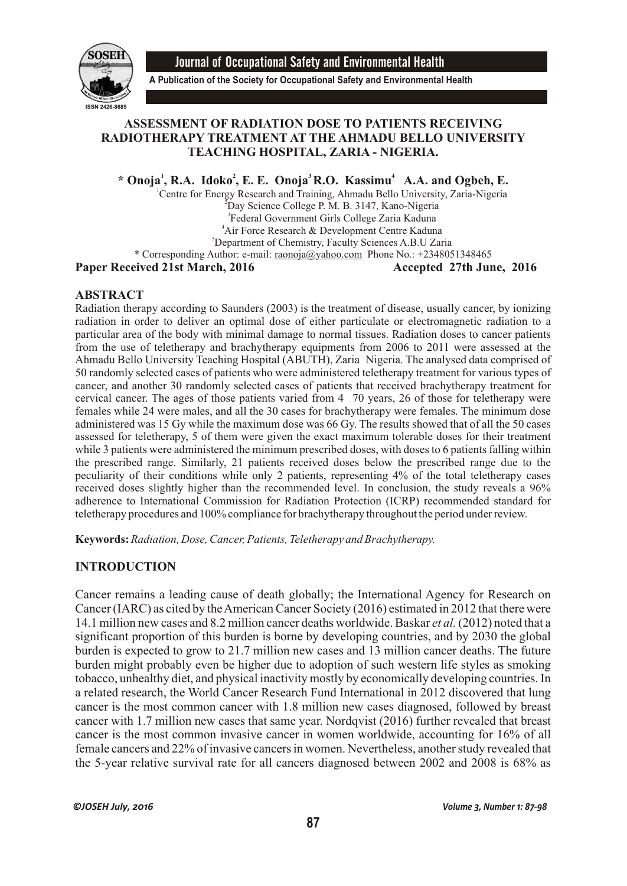**Journal of Occupational Safety and Environmental Health**

**A Publication of the Society for Occupational Safety and Environmental Health**

ISSN 2426-8685

# ASSESSMENT OF RADIATION DOSE TO PATIENTS RECEIVING RADIOTHERAPY TREATMENT AT THE AHMADU BELLO UNIVERSITY TEACHING HOSPITAL, ZARIA - NIGERIA.

**\* Onoja[1], R.A. Idoko[2], E. E. Onoja[3] R.O. Kassimu[4] A.A. and Ogbeh, E.**

[1]Centre for Energy Research and Training, Ahmadu Bello University, Zaria-Nigeria
[2]Day Science College P. M. B. 3147, Kano-Nigeria
[3]Federal Government Girls College Zaria Kaduna
[4]Air Force Research & Development Centre Kaduna
[5]Department of Chemistry, Faculty Sciences A.B.U Zaria
\* Corresponding Author: e-mail: raonoja@yahoo.com Phone No.: +2348051348465

**Paper Received 21st March, 2016** **Accepted 27th June, 2016**

## ABSTRACT

Radiation therapy according to Saunders (2003) is the treatment of disease, usually cancer, by ionizing radiation in order to deliver an optimal dose of either particulate or electromagnetic radiation to a particular area of the body with minimal damage to normal tissues. Radiation doses to cancer patients from the use of teletherapy and brachytherapy equipments from 2006 to 2011 were assessed at the Ahmadu Bello University Teaching Hospital (ABUTH), Zaria Nigeria. The analysed data comprised of 50 randomly selected cases of patients who were administered teletherapy treatment for various types of cancer, and another 30 randomly selected cases of patients that received brachytherapy treatment for cervical cancer. The ages of those patients varied from 4 70 years, 26 of those for teletherapy were females while 24 were males, and all the 30 cases for brachytherapy were females. The minimum dose administered was 15 Gy while the maximum dose was 66 Gy. The results showed that of all the 50 cases assessed for teletherapy, 5 of them were given the exact maximum tolerable doses for their treatment while 3 patients were administered the minimum prescribed doses, with doses to 6 patients falling within the prescribed range. Similarly, 21 patients received doses below the prescribed range due to the peculiarity of their conditions while only 2 patients, representing 4% of the total teletherapy cases received doses slightly higher than the recommended level. In conclusion, the study reveals a 96% adherence to International Commission for Radiation Protection (ICRP) recommended standard for teletherapy procedures and 100% compliance for brachytherapy throughout the period under review.

**Keywords:** *Radiation, Dose, Cancer, Patients, Teletherapy and Brachytherapy.*

## INTRODUCTION

Cancer remains a leading cause of death globally; the International Agency for Research on Cancer (IARC) as cited by the American Cancer Society (2016) estimated in 2012 that there were 14.1 million new cases and 8.2 million cancer deaths worldwide. Baskar *et al.* (2012) noted that a significant proportion of this burden is borne by developing countries, and by 2030 the global burden is expected to grow to 21.7 million new cases and 13 million cancer deaths. The future burden might probably even be higher due to adoption of such western life styles as smoking tobacco, unhealthy diet, and physical inactivity mostly by economically developing countries. In a related research, the World Cancer Research Fund International in 2012 discovered that lung cancer is the most common cancer with 1.8 million new cases diagnosed, followed by breast cancer with 1.7 million new cases that same year. Nordqvist (2016) further revealed that breast cancer is the most common invasive cancer in women worldwide, accounting for 16% of all female cancers and 22% of invasive cancers in women. Nevertheless, another study revealed that the 5-year relative survival rate for all cancers diagnosed between 2002 and 2008 is 68% as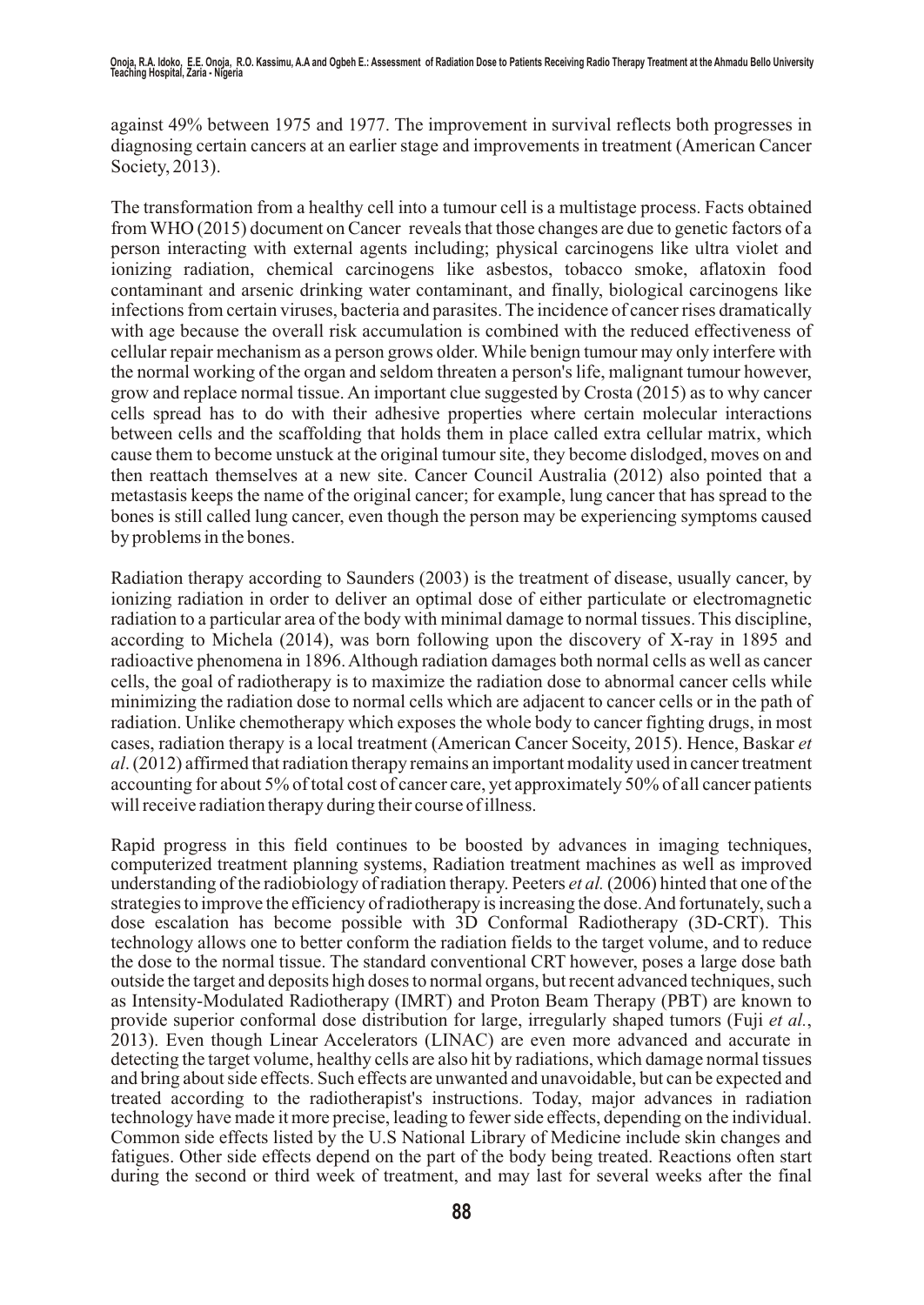against 49% between 1975 and 1977. The improvement in survival reflects both progresses in diagnosing certain cancers at an earlier stage and improvements in treatment (American Cancer Society, 2013).

The transformation from a healthy cell into a tumour cell is a multistage process. Facts obtained from WHO (2015) document on Cancer reveals that those changes are due to genetic factors of a person interacting with external agents including; physical carcinogens like ultra violet and ionizing radiation, chemical carcinogens like asbestos, tobacco smoke, aflatoxin food contaminant and arsenic drinking water contaminant, and finally, biological carcinogens like infections from certain viruses, bacteria and parasites. The incidence of cancer rises dramatically with age because the overall risk accumulation is combined with the reduced effectiveness of cellular repair mechanism as a person grows older. While benign tumour may only interfere with the normal working of the organ and seldom threaten a person's life, malignant tumour however, grow and replace normal tissue. An important clue suggested by Crosta (2015) as to why cancer cells spread has to do with their adhesive properties where certain molecular interactions between cells and the scaffolding that holds them in place called extra cellular matrix, which cause them to become unstuck at the original tumour site, they become dislodged, moves on and then reattach themselves at a new site. Cancer Council Australia (2012) also pointed that a metastasis keeps the name of the original cancer; for example, lung cancer that has spread to the bones is still called lung cancer, even though the person may be experiencing symptoms caused by problems in the bones.

Radiation therapy according to Saunders (2003) is the treatment of disease, usually cancer, by ionizing radiation in order to deliver an optimal dose of either particulate or electromagnetic radiation to a particular area of the body with minimal damage to normal tissues. This discipline, according to Michela (2014), was born following upon the discovery of X-ray in 1895 and radioactive phenomena in 1896. Although radiation damages both normal cells as well as cancer cells, the goal of radiotherapy is to maximize the radiation dose to abnormal cancer cells while minimizing the radiation dose to normal cells which are adjacent to cancer cells or in the path of radiation. Unlike chemotherapy which exposes the whole body to cancer fighting drugs, in most cases, radiation therapy is a local treatment (American Cancer Soceity, 2015). Hence, Baskar *et al*. (2012) affirmed that radiation therapy remains an important modality used in cancer treatment accounting for about 5% of total cost of cancer care, yet approximately 50% of all cancer patients will receive radiation therapy during their course of illness.

Rapid progress in this field continues to be boosted by advances in imaging techniques, computerized treatment planning systems, Radiation treatment machines as well as improved understanding of the radiobiology of radiation therapy. Peeters *et al.* (2006) hinted that one of the strategies to improve the efficiency of radiotherapy is increasing the dose. And fortunately, such a dose escalation has become possible with 3D Conformal Radiotherapy (3D-CRT). This technology allows one to better conform the radiation fields to the target volume, and to reduce the dose to the normal tissue. The standard conventional CRT however, poses a large dose bath outside the target and deposits high doses to normal organs, but recent advanced techniques, such as Intensity-Modulated Radiotherapy (IMRT) and Proton Beam Therapy (PBT) are known to provide superior conformal dose distribution for large, irregularly shaped tumors (Fuji *et al.*, 2013). Even though Linear Accelerators (LINAC) are even more advanced and accurate in detecting the target volume, healthy cells are also hit by radiations, which damage normal tissues and bring about side effects. Such effects are unwanted and unavoidable, but can be expected and treated according to the radiotherapist's instructions. Today, major advances in radiation technology have made it more precise, leading to fewer side effects, depending on the individual. Common side effects listed by the U.S National Library of Medicine include skin changes and fatigues. Other side effects depend on the part of the body being treated. Reactions often start during the second or third week of treatment, and may last for several weeks after the final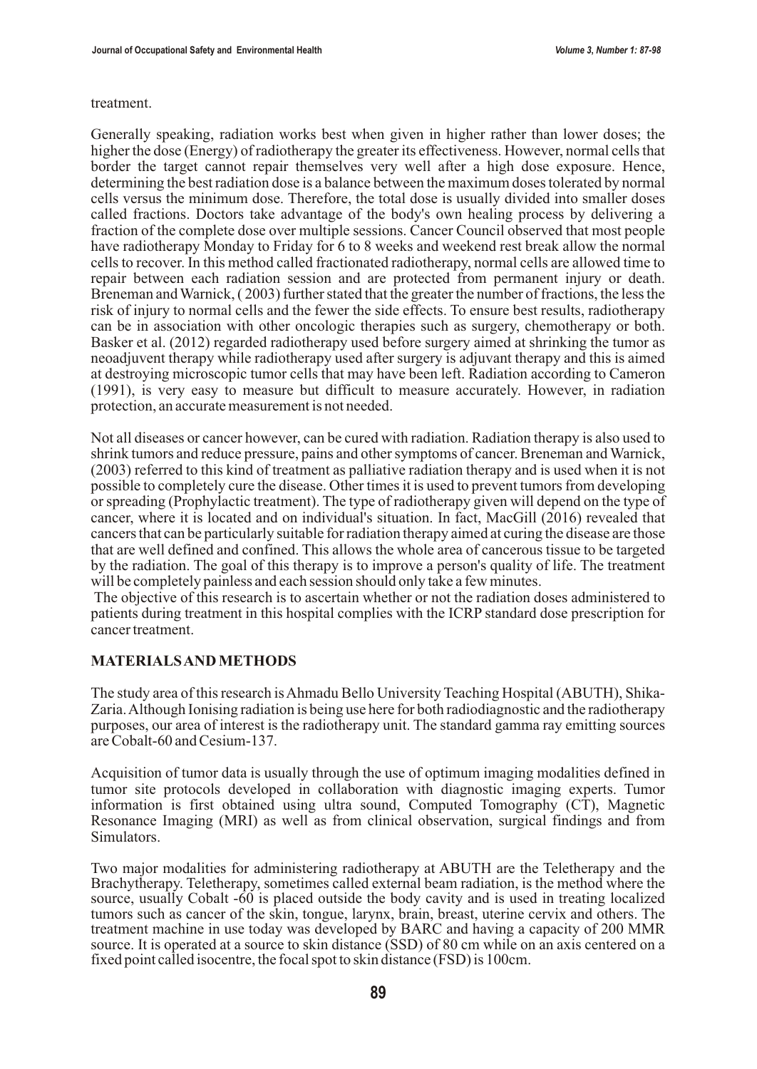treatment.

Generally speaking, radiation works best when given in higher rather than lower doses; the higher the dose (Energy) of radiotherapy the greater its effectiveness. However, normal cells that border the target cannot repair themselves very well after a high dose exposure. Hence, determining the best radiation dose is a balance between the maximum doses tolerated by normal cells versus the minimum dose. Therefore, the total dose is usually divided into smaller doses called fractions. Doctors take advantage of the body's own healing process by delivering a fraction of the complete dose over multiple sessions. Cancer Council observed that most people have radiotherapy Monday to Friday for 6 to 8 weeks and weekend rest break allow the normal cells to recover. In this method called fractionated radiotherapy, normal cells are allowed time to repair between each radiation session and are protected from permanent injury or death. Breneman and Warnick, ( 2003) further stated that the greater the number of fractions, the less the risk of injury to normal cells and the fewer the side effects. To ensure best results, radiotherapy can be in association with other oncologic therapies such as surgery, chemotherapy or both. Basker et al. (2012) regarded radiotherapy used before surgery aimed at shrinking the tumor as neoadjuvent therapy while radiotherapy used after surgery is adjuvant therapy and this is aimed at destroying microscopic tumor cells that may have been left. Radiation according to Cameron (1991), is very easy to measure but difficult to measure accurately. However, in radiation protection, an accurate measurement is not needed.

Not all diseases or cancer however, can be cured with radiation. Radiation therapy is also used to shrink tumors and reduce pressure, pains and other symptoms of cancer. Breneman and Warnick, (2003) referred to this kind of treatment as palliative radiation therapy and is used when it is not possible to completely cure the disease. Other times it is used to prevent tumors from developing or spreading (Prophylactic treatment). The type of radiotherapy given will depend on the type of cancer, where it is located and on individual's situation. In fact, MacGill (2016) revealed that cancers that can be particularly suitable for radiation therapy aimed at curing the disease are those that are well defined and confined. This allows the whole area of cancerous tissue to be targeted by the radiation. The goal of this therapy is to improve a person's quality of life. The treatment will be completely painless and each session should only take a few minutes.

The objective of this research is to ascertain whether or not the radiation doses administered to patients during treatment in this hospital complies with the ICRP standard dose prescription for cancer treatment.

## MATERIALS AND METHODS

The study area of this research is Ahmadu Bello University Teaching Hospital (ABUTH), Shika-Zaria. Although Ionising radiation is being use here for both radiodiagnostic and the radiotherapy purposes, our area of interest is the radiotherapy unit. The standard gamma ray emitting sources are Cobalt-60 and Cesium-137.

Acquisition of tumor data is usually through the use of optimum imaging modalities defined in tumor site protocols developed in collaboration with diagnostic imaging experts. Tumor information is first obtained using ultra sound, Computed Tomography (CT), Magnetic Resonance Imaging (MRI) as well as from clinical observation, surgical findings and from Simulators.

Two major modalities for administering radiotherapy at ABUTH are the Teletherapy and the Brachytherapy. Teletherapy, sometimes called external beam radiation, is the method where the source, usually Cobalt -60 is placed outside the body cavity and is used in treating localized tumors such as cancer of the skin, tongue, larynx, brain, breast, uterine cervix and others. The treatment machine in use today was developed by BARC and having a capacity of 200 MMR source. It is operated at a source to skin distance (SSD) of 80 cm while on an axis centered on a fixed point called isocentre, the focal spot to skin distance (FSD) is 100cm.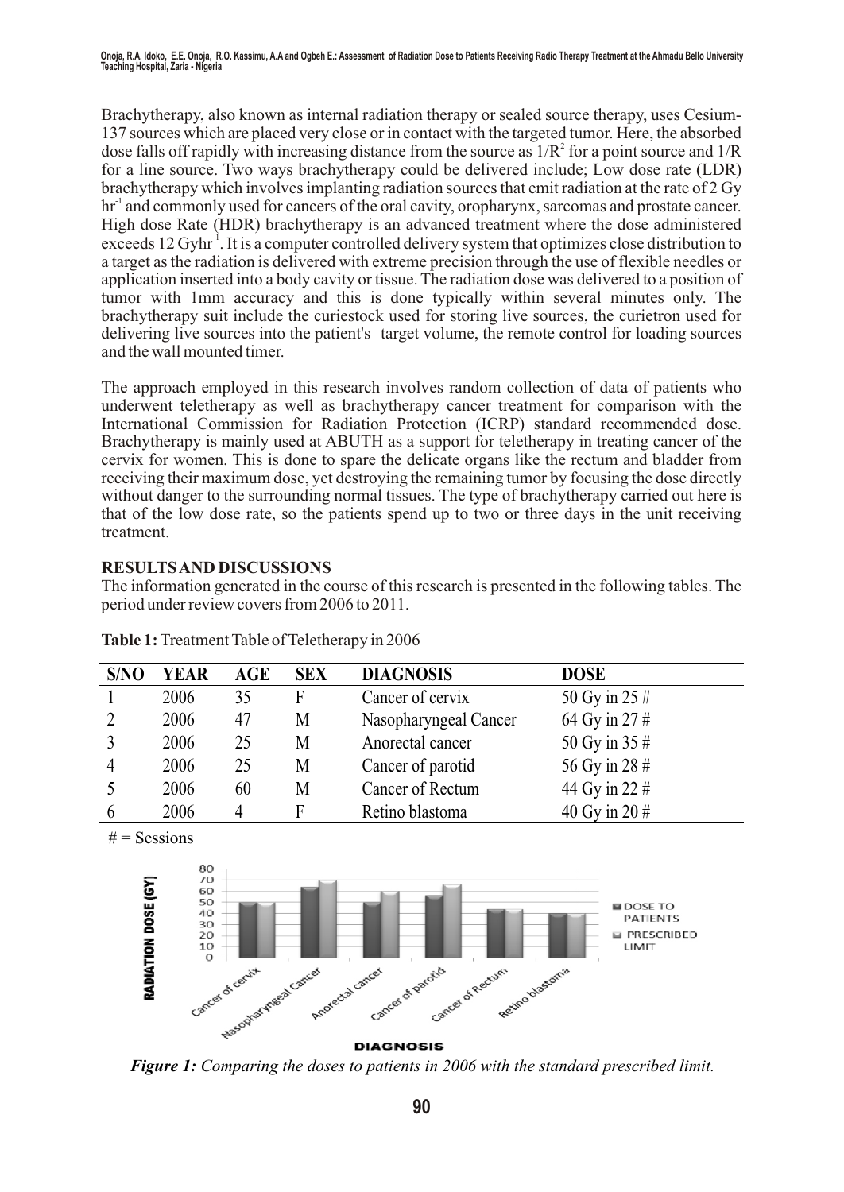Brachytherapy, also known as internal radiation therapy or sealed source therapy, uses Cesium-137 sources which are placed very close or in contact with the targeted tumor. Here, the absorbed dose falls off rapidly with increasing distance from the source as $1/R^2$ for a point source and $1/R$ for a line source. Two ways brachytherapy could be delivered include; Low dose rate (LDR) brachytherapy which involves implanting radiation sources that emit radiation at the rate of 2 Gy $hr^{-1}$ and commonly used for cancers of the oral cavity, oropharynx, sarcomas and prostate cancer. High dose Rate (HDR) brachytherapy is an advanced treatment where the dose administered exceeds 12 $Gyhr^{-1}$. It is a computer controlled delivery system that optimizes close distribution to a target as the radiation is delivered with extreme precision through the use of flexible needles or application inserted into a body cavity or tissue. The radiation dose was delivered to a position of tumor with 1mm accuracy and this is done typically within several minutes only. The brachytherapy suit include the curiestock used for storing live sources, the curietron used for delivering live sources into the patient's target volume, the remote control for loading sources and the wall mounted timer.

The approach employed in this research involves random collection of data of patients who underwent teletherapy as well as brachytherapy cancer treatment for comparison with the International Commission for Radiation Protection (ICRP) standard recommended dose. Brachytherapy is mainly used at ABUTH as a support for teletherapy in treating cancer of the cervix for women. This is done to spare the delicate organs like the rectum and bladder from receiving their maximum dose, yet destroying the remaining tumor by focusing the dose directly without danger to the surrounding normal tissues. The type of brachytherapy carried out here is that of the low dose rate, so the patients spend up to two or three days in the unit receiving treatment.

## RESULTS AND DISCUSSIONS

The information generated in the course of this research is presented in the following tables. The period under review covers from 2006 to 2011.

**Table 1:** Treatment Table of Teletherapy in 2006

| S/NO | YEAR | AGE | SEX | DIAGNOSIS | DOSE |
|---|---|---|---|---|---|
| 1 | 2006 | 35 | F | Cancer of cervix | 50 Gy in 25 # |
| 2 | 2006 | 47 | M | Nasopharyngeal Cancer | 64 Gy in 27 # |
| 3 | 2006 | 25 | M | Anorectal cancer | 50 Gy in 35 # |
| 4 | 2006 | 25 | M | Cancer of parotid | 56 Gy in 28 # |
| 5 | 2006 | 60 | M | Cancer of Rectum | 44 Gy in 22 # |
| 6 | 2006 | 4 | F | Retino blastoma | 40 Gy in 20 # |

# = Sessions

*Figure 1: Comparing the doses to patients in 2006 with the standard prescribed limit.*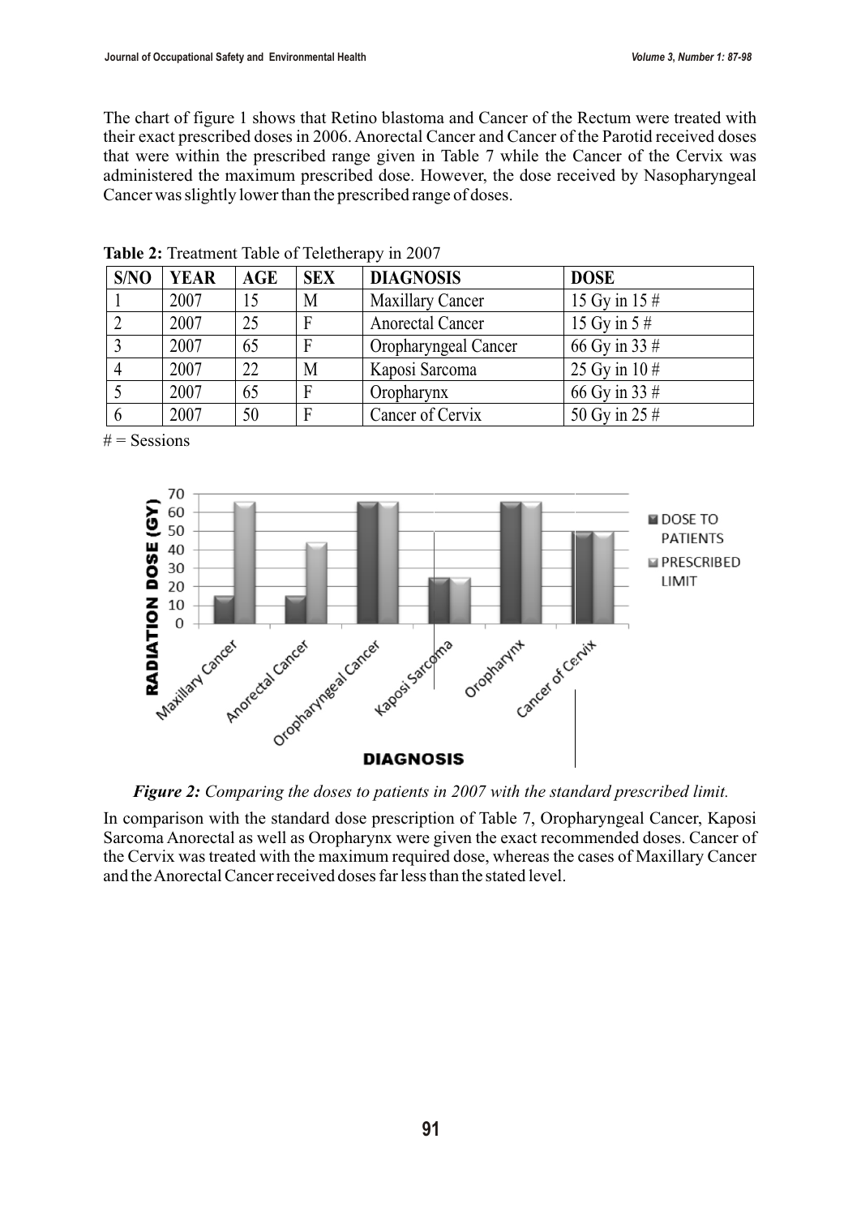The chart of figure 1 shows that Retino blastoma and Cancer of the Rectum were treated with their exact prescribed doses in 2006. Anorectal Cancer and Cancer of the Parotid received doses that were within the prescribed range given in Table 7 while the Cancer of the Cervix was administered the maximum prescribed dose. However, the dose received by Nasopharyngeal Cancer was slightly lower than the prescribed range of doses.

**Table 2:** Treatment Table of Teletherapy in 2007

| S/NO | YEAR | AGE | SEX | DIAGNOSIS | DOSE |
|---|---|---|---|---|---|
| 1 | 2007 | 15 | M | Maxillary Cancer | 15 Gy in 15 # |
| 2 | 2007 | 25 | F | Anorectal Cancer | 15 Gy in 5 # |
| 3 | 2007 | 65 | F | Oropharyngeal Cancer | 66 Gy in 33 # |
| 4 | 2007 | 22 | M | Kaposi Sarcoma | 25 Gy in 10 # |
| 5 | 2007 | 65 | F | Oropharynx | 66 Gy in 33 # |
| 6 | 2007 | 50 | F | Cancer of Cervix | 50 Gy in 25 # |

# = Sessions

*Figure 2: Comparing the doses to patients in 2007 with the standard prescribed limit.*

In comparison with the standard dose prescription of Table 7, Oropharyngeal Cancer, Kaposi Sarcoma Anorectal as well as Oropharynx were given the exact recommended doses. Cancer of the Cervix was treated with the maximum required dose, whereas the cases of Maxillary Cancer and the Anorectal Cancer received doses far less than the stated level.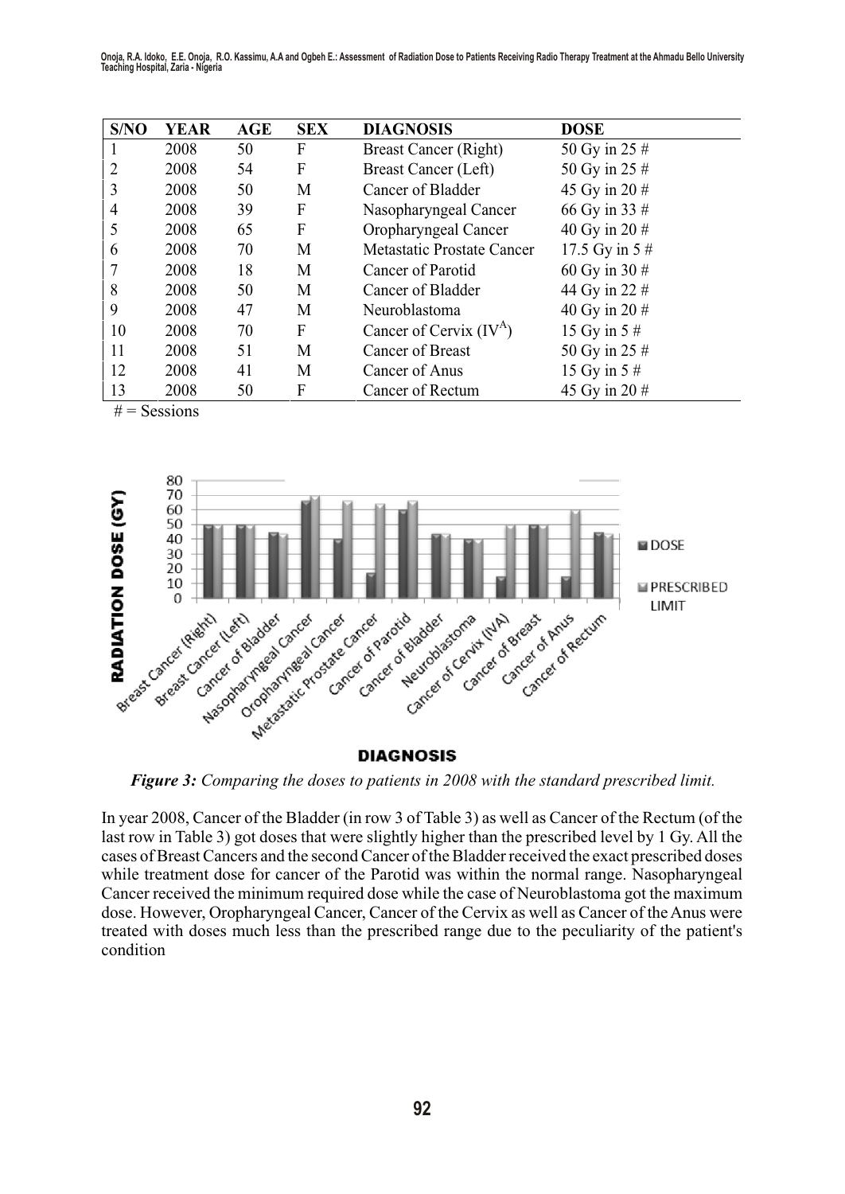| S/NO | YEAR | AGE | SEX | DIAGNOSIS | DOSE |
|---|---|---|---|---|---|
| 1 | 2008 | 50 | F | Breast Cancer (Right) | 50 Gy in 25 # |
| 2 | 2008 | 54 | F | Breast Cancer (Left) | 50 Gy in 25 # |
| 3 | 2008 | 50 | M | Cancer of Bladder | 45 Gy in 20 # |
| 4 | 2008 | 39 | F | Nasopharyngeal Cancer | 66 Gy in 33 # |
| 5 | 2008 | 65 | F | Oropharyngeal Cancer | 40 Gy in 20 # |
| 6 | 2008 | 70 | M | Metastatic Prostate Cancer | 17.5 Gy in 5 # |
| 7 | 2008 | 18 | M | Cancer of Parotid | 60 Gy in 30 # |
| 8 | 2008 | 50 | M | Cancer of Bladder | 44 Gy in 22 # |
| 9 | 2008 | 47 | M | Neuroblastoma | 40 Gy in 20 # |
| 10 | 2008 | 70 | F | Cancer of Cervix ($IV^A$) | 15 Gy in 5 # |
| 11 | 2008 | 51 | M | Cancer of Breast | 50 Gy in 25 # |
| 12 | 2008 | 41 | M | Cancer of Anus | 15 Gy in 5 # |
| 13 | 2008 | 50 | F | Cancer of Rectum | 45 Gy in 20 # |

# = Sessions

*Figure 3: Comparing the doses to patients in 2008 with the standard prescribed limit.*

In year 2008, Cancer of the Bladder (in row 3 of Table 3) as well as Cancer of the Rectum (of the last row in Table 3) got doses that were slightly higher than the prescribed level by 1 Gy. All the cases of Breast Cancers and the second Cancer of the Bladder received the exact prescribed doses while treatment dose for cancer of the Parotid was within the normal range. Nasopharyngeal Cancer received the minimum required dose while the case of Neuroblastoma got the maximum dose. However, Oropharyngeal Cancer, Cancer of the Cervix as well as Cancer of the Anus were treated with doses much less than the prescribed range due to the peculiarity of the patient's condition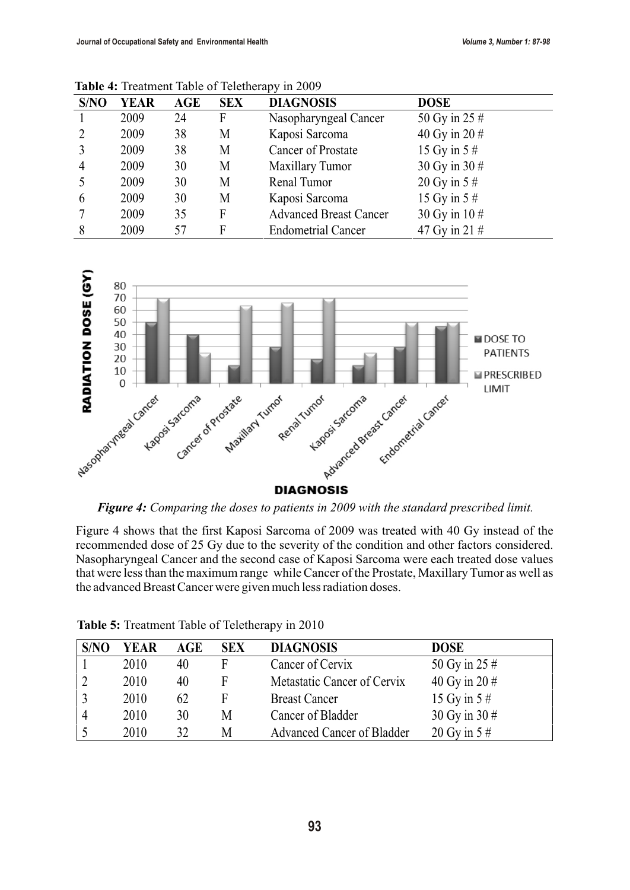**Table 4:** Treatment Table of Teletherapy in 2009

| S/NO | YEAR | AGE | SEX | DIAGNOSIS | DOSE |
|---|---|---|---|---|---|
| 1 | 2009 | 24 | F | Nasopharyngeal Cancer | 50 Gy in 25 # |
| 2 | 2009 | 38 | M | Kaposi Sarcoma | 40 Gy in 20 # |
| 3 | 2009 | 38 | M | Cancer of Prostate | 15 Gy in 5 # |
| 4 | 2009 | 30 | M | Maxillary Tumor | 30 Gy in 30 # |
| 5 | 2009 | 30 | M | Renal Tumor | 20 Gy in 5 # |
| 6 | 2009 | 30 | M | Kaposi Sarcoma | 15 Gy in 5 # |
| 7 | 2009 | 35 | F | Advanced Breast Cancer | 30 Gy in 10 # |
| 8 | 2009 | 57 | F | Endometrial Cancer | 47 Gy in 21 # |

*Figure 4: Comparing the doses to patients in 2009 with the standard prescribed limit.*

Figure 4 shows that the first Kaposi Sarcoma of 2009 was treated with 40 Gy instead of the recommended dose of 25 Gy due to the severity of the condition and other factors considered. Nasopharyngeal Cancer and the second case of Kaposi Sarcoma were each treated dose values that were less than the maximum range while Cancer of the Prostate, Maxillary Tumor as well as the advanced Breast Cancer were given much less radiation doses.

**Table 5:** Treatment Table of Teletherapy in 2010

| S/NO | YEAR | AGE | SEX | DIAGNOSIS | DOSE |
|---|---|---|---|---|---|
| 1 | 2010 | 40 | F | Cancer of Cervix | 50 Gy in 25 # |
| 2 | 2010 | 40 | F | Metastatic Cancer of Cervix | 40 Gy in 20 # |
| 3 | 2010 | 62 | F | Breast Cancer | 15 Gy in 5 # |
| 4 | 2010 | 30 | M | Cancer of Bladder | 30 Gy in 30 # |
| 5 | 2010 | 32 | M | Advanced Cancer of Bladder | 20 Gy in 5 # |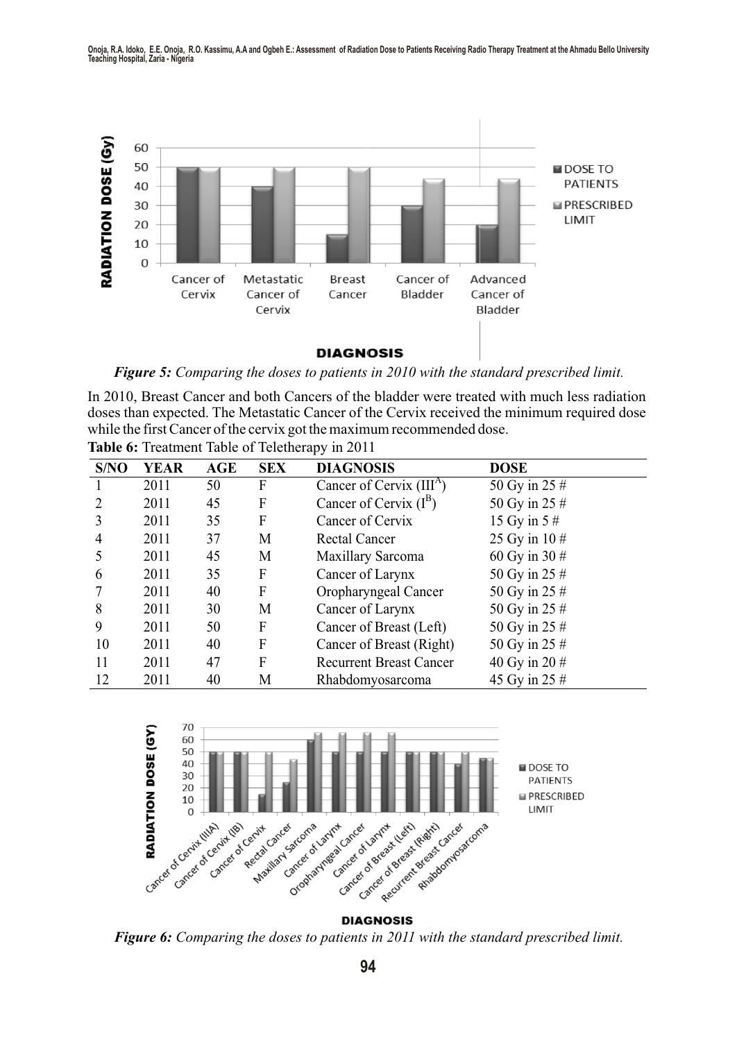*Figure 5: Comparing the doses to patients in 2010 with the standard prescribed limit.*

In 2010, Breast Cancer and both Cancers of the bladder were treated with much less radiation doses than expected. The Metastatic Cancer of the Cervix received the minimum required dose while the first Cancer of the cervix got the maximum recommended dose.

**Table 6:** Treatment Table of Teletherapy in 2011

| S/NO | YEAR | AGE | SEX | DIAGNOSIS | DOSE |
|---|---|---|---|---|---|
| 1 | 2011 | 50 | F | Cancer of Cervix ($III^A$) | 50 Gy in 25 # |
| 2 | 2011 | 45 | F | Cancer of Cervix ($I^B$) | 50 Gy in 25 # |
| 3 | 2011 | 35 | F | Cancer of Cervix | 15 Gy in 5 # |
| 4 | 2011 | 37 | M | Rectal Cancer | 25 Gy in 10 # |
| 5 | 2011 | 45 | M | Maxillary Sarcoma | 60 Gy in 30 # |
| 6 | 2011 | 35 | F | Cancer of Larynx | 50 Gy in 25 # |
| 7 | 2011 | 40 | F | Oropharyngeal Cancer | 50 Gy in 25 # |
| 8 | 2011 | 30 | M | Cancer of Larynx | 50 Gy in 25 # |
| 9 | 2011 | 50 | F | Cancer of Breast (Left) | 50 Gy in 25 # |
| 10 | 2011 | 40 | F | Cancer of Breast (Right) | 50 Gy in 25 # |
| 11 | 2011 | 47 | F | Recurrent Breast Cancer | 40 Gy in 20 # |
| 12 | 2011 | 40 | M | Rhabdomyosarcoma | 45 Gy in 25 # |

*Figure 6: Comparing the doses to patients in 2011 with the standard prescribed limit.*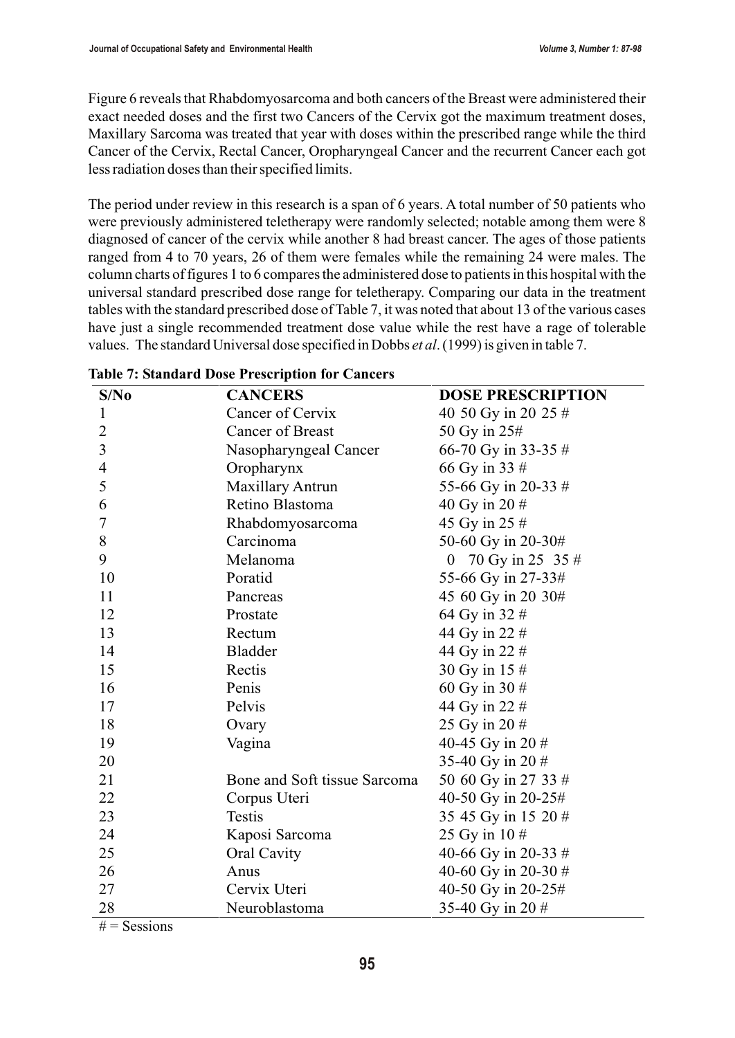Figure 6 reveals that Rhabdomyosarcoma and both cancers of the Breast were administered their exact needed doses and the first two Cancers of the Cervix got the maximum treatment doses, Maxillary Sarcoma was treated that year with doses within the prescribed range while the third Cancer of the Cervix, Rectal Cancer, Oropharyngeal Cancer and the recurrent Cancer each got less radiation doses than their specified limits.

The period under review in this research is a span of 6 years. A total number of 50 patients who were previously administered teletherapy were randomly selected; notable among them were 8 diagnosed of cancer of the cervix while another 8 had breast cancer. The ages of those patients ranged from 4 to 70 years, 26 of them were females while the remaining 24 were males. The column charts of figures 1 to 6 compares the administered dose to patients in this hospital with the universal standard prescribed dose range for teletherapy. Comparing our data in the treatment tables with the standard prescribed dose of Table 7, it was noted that about 13 of the various cases have just a single recommended treatment dose value while the rest have a rage of tolerable values. The standard Universal dose specified in Dobbs *et al*. (1999) is given in table 7.

**Table 7: Standard Dose Prescription for Cancers**

| S/No | CANCERS | DOSE PRESCRIPTION |
|---|---|---|
| 1 | Cancer of Cervix | 40 50 Gy in 20 25 # |
| 2 | Cancer of Breast | 50 Gy in 25# |
| 3 | Nasopharyngeal Cancer | 66-70 Gy in 33-35 # |
| 4 | Oropharynx | 66 Gy in 33 # |
| 5 | Maxillary Antrun | 55-66 Gy in 20-33 # |
| 6 | Retino Blastoma | 40 Gy in 20 # |
| 7 | Rhabdomyosarcoma | 45 Gy in 25 # |
| 8 | Carcinoma | 50-60 Gy in 20-30# |
| 9 | Melanoma | 0 70 Gy in 25 35 # |
| 10 | Poratid | 55-66 Gy in 27-33# |
| 11 | Pancreas | 45 60 Gy in 20 30# |
| 12 | Prostate | 64 Gy in 32 # |
| 13 | Rectum | 44 Gy in 22 # |
| 14 | Bladder | 44 Gy in 22 # |
| 15 | Rectis | 30 Gy in 15 # |
| 16 | Penis | 60 Gy in 30 # |
| 17 | Pelvis | 44 Gy in 22 # |
| 18 | Ovary | 25 Gy in 20 # |
| 19 | Vagina | 40-45 Gy in 20 # |
| 20 | | 35-40 Gy in 20 # |
| 21 | Bone and Soft tissue Sarcoma | 50 60 Gy in 27 33 # |
| 22 | Corpus Uteri | 40-50 Gy in 20-25# |
| 23 | Testis | 35 45 Gy in 15 20 # |
| 24 | Kaposi Sarcoma | 25 Gy in 10 # |
| 25 | Oral Cavity | 40-66 Gy in 20-33 # |
| 26 | Anus | 40-60 Gy in 20-30 # |
| 27 | Cervix Uteri | 40-50 Gy in 20-25# |
| 28 | Neuroblastoma | 35-40 Gy in 20 # |

# = Sessions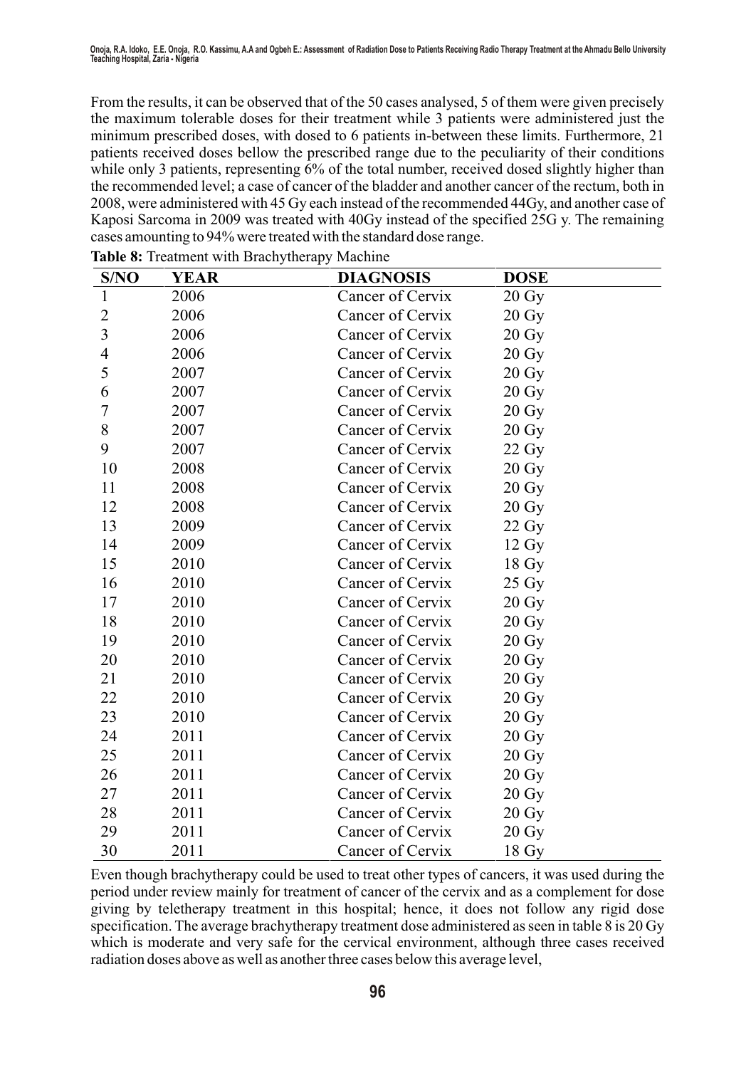From the results, it can be observed that of the 50 cases analysed, 5 of them were given precisely the maximum tolerable doses for their treatment while 3 patients were administered just the minimum prescribed doses, with dosed to 6 patients in-between these limits. Furthermore, 21 patients received doses bellow the prescribed range due to the peculiarity of their conditions while only 3 patients, representing 6% of the total number, received dosed slightly higher than the recommended level; a case of cancer of the bladder and another cancer of the rectum, both in 2008, were administered with 45 Gy each instead of the recommended 44Gy, and another case of Kaposi Sarcoma in 2009 was treated with 40Gy instead of the specified 25G y. The remaining cases amounting to 94% were treated with the standard dose range.

**Table 8:** Treatment with Brachytherapy Machine

| S/NO | YEAR | DIAGNOSIS | DOSE |
|---|---|---|---|
| 1 | 2006 | Cancer of Cervix | 20 Gy |
| 2 | 2006 | Cancer of Cervix | 20 Gy |
| 3 | 2006 | Cancer of Cervix | 20 Gy |
| 4 | 2006 | Cancer of Cervix | 20 Gy |
| 5 | 2007 | Cancer of Cervix | 20 Gy |
| 6 | 2007 | Cancer of Cervix | 20 Gy |
| 7 | 2007 | Cancer of Cervix | 20 Gy |
| 8 | 2007 | Cancer of Cervix | 20 Gy |
| 9 | 2007 | Cancer of Cervix | 22 Gy |
| 10 | 2008 | Cancer of Cervix | 20 Gy |
| 11 | 2008 | Cancer of Cervix | 20 Gy |
| 12 | 2008 | Cancer of Cervix | 20 Gy |
| 13 | 2009 | Cancer of Cervix | 22 Gy |
| 14 | 2009 | Cancer of Cervix | 12 Gy |
| 15 | 2010 | Cancer of Cervix | 18 Gy |
| 16 | 2010 | Cancer of Cervix | 25 Gy |
| 17 | 2010 | Cancer of Cervix | 20 Gy |
| 18 | 2010 | Cancer of Cervix | 20 Gy |
| 19 | 2010 | Cancer of Cervix | 20 Gy |
| 20 | 2010 | Cancer of Cervix | 20 Gy |
| 21 | 2010 | Cancer of Cervix | 20 Gy |
| 22 | 2010 | Cancer of Cervix | 20 Gy |
| 23 | 2010 | Cancer of Cervix | 20 Gy |
| 24 | 2011 | Cancer of Cervix | 20 Gy |
| 25 | 2011 | Cancer of Cervix | 20 Gy |
| 26 | 2011 | Cancer of Cervix | 20 Gy |
| 27 | 2011 | Cancer of Cervix | 20 Gy |
| 28 | 2011 | Cancer of Cervix | 20 Gy |
| 29 | 2011 | Cancer of Cervix | 20 Gy |
| 30 | 2011 | Cancer of Cervix | 18 Gy |

Even though brachytherapy could be used to treat other types of cancers, it was used during the period under review mainly for treatment of cancer of the cervix and as a complement for dose giving by teletherapy treatment in this hospital; hence, it does not follow any rigid dose specification. The average brachytherapy treatment dose administered as seen in table 8 is 20 Gy which is moderate and very safe for the cervical environment, although three cases received radiation doses above as well as another three cases below this average level,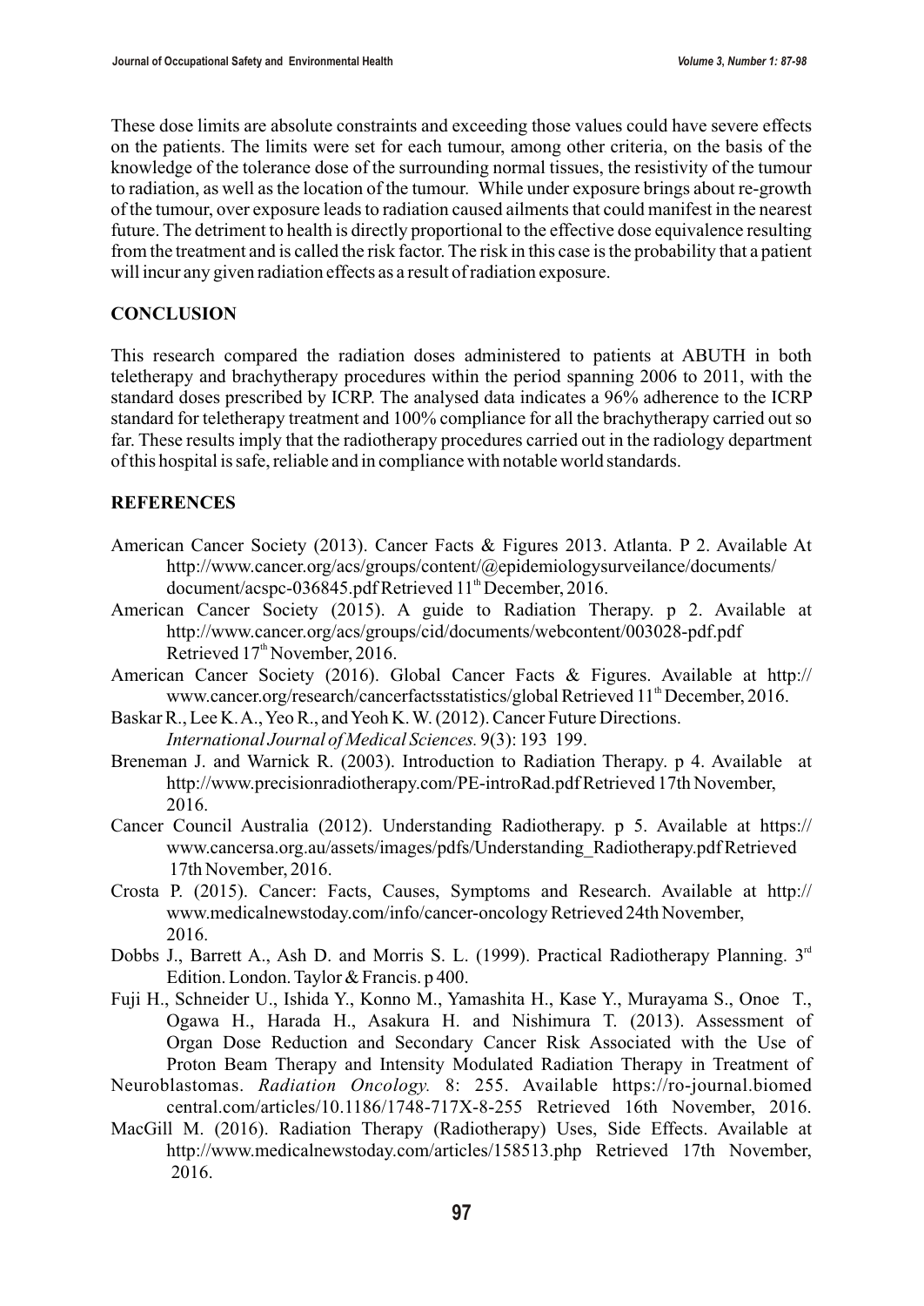These dose limits are absolute constraints and exceeding those values could have severe effects on the patients. The limits were set for each tumour, among other criteria, on the basis of the knowledge of the tolerance dose of the surrounding normal tissues, the resistivity of the tumour to radiation, as well as the location of the tumour. While under exposure brings about re-growth of the tumour, over exposure leads to radiation caused ailments that could manifest in the nearest future. The detriment to health is directly proportional to the effective dose equivalence resulting from the treatment and is called the risk factor. The risk in this case is the probability that a patient will incur any given radiation effects as a result of radiation exposure.

## CONCLUSION

This research compared the radiation doses administered to patients at ABUTH in both teletherapy and brachytherapy procedures within the period spanning 2006 to 2011, with the standard doses prescribed by ICRP. The analysed data indicates a 96% adherence to the ICRP standard for teletherapy treatment and 100% compliance for all the brachytherapy carried out so far. These results imply that the radiotherapy procedures carried out in the radiology department of this hospital is safe, reliable and in compliance with notable world standards.

## REFERENCES

American Cancer Society (2013). Cancer Facts & Figures 2013. Atlanta. P 2. Available At http://www.cancer.org/acs/groups/content/@epidemiologysurveilance/documents/document/acspc-036845.pdf Retrieved 11th December, 2016.

American Cancer Society (2015). A guide to Radiation Therapy. p 2. Available at http://www.cancer.org/acs/groups/cid/documents/webcontent/003028-pdf.pdf Retrieved 17th November, 2016.

American Cancer Society (2016). Global Cancer Facts & Figures. Available at http://www.cancer.org/research/cancerfactsstatistics/global Retrieved 11th December, 2016.

Baskar R., Lee K. A., Yeo R., and Yeoh K. W. (2012). Cancer Future Directions. *International Journal of Medical Sciences.* 9(3): 193 199.

Breneman J. and Warnick R. (2003). Introduction to Radiation Therapy. p 4. Available at http://www.precisionradiotherapy.com/PE-introRad.pdf Retrieved 17th November, 2016.

Cancer Council Australia (2012). Understanding Radiotherapy. p 5. Available at https://www.cancersa.org.au/assets/images/pdfs/Understanding_Radiotherapy.pdf Retrieved 17th November, 2016.

Crosta P. (2015). Cancer: Facts, Causes, Symptoms and Research. Available at http://www.medicalnewstoday.com/info/cancer-oncology Retrieved 24th November, 2016.

Dobbs J., Barrett A., Ash D. and Morris S. L. (1999). Practical Radiotherapy Planning. 3rd Edition. London. Taylor & Francis. p 400.

Fuji H., Schneider U., Ishida Y., Konno M., Yamashita H., Kase Y., Murayama S., Onoe T., Ogawa H., Harada H., Asakura H. and Nishimura T. (2013). Assessment of Organ Dose Reduction and Secondary Cancer Risk Associated with the Use of Proton Beam Therapy and Intensity Modulated Radiation Therapy in Treatment of Neuroblastomas. *Radiation Oncology.* 8: 255. Available https://ro-journal.biomedcentral.com/articles/10.1186/1748-717X-8-255 Retrieved 16th November, 2016.

MacGill M. (2016). Radiation Therapy (Radiotherapy) Uses, Side Effects. Available at http://www.medicalnewstoday.com/articles/158513.php Retrieved 17th November, 2016.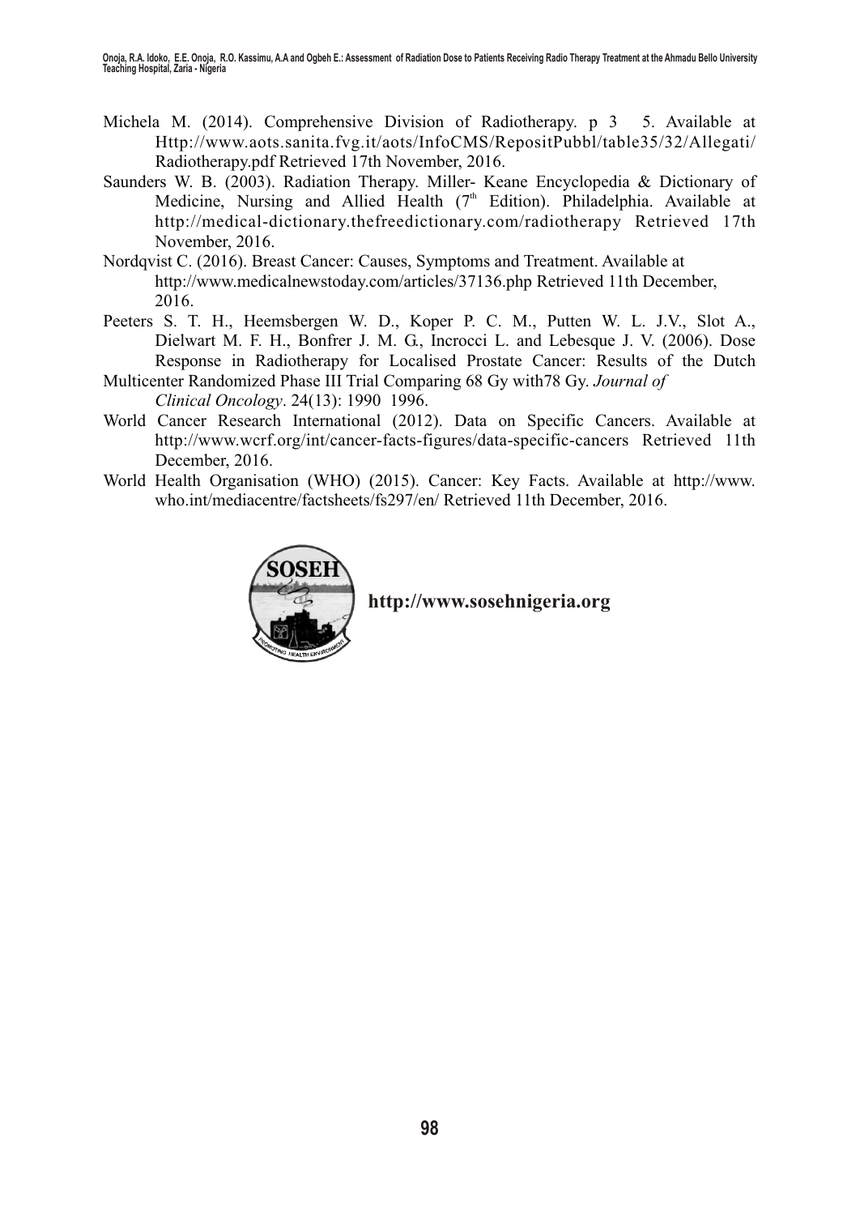Michela M. (2014). Comprehensive Division of Radiotherapy. p 3 5. Available at Http://www.aots.sanita.fvg.it/aots/InfoCMS/RepositPubbl/table35/32/Allegati/Radiotherapy.pdf Retrieved 17th November, 2016.

Saunders W. B. (2003). Radiation Therapy. Miller- Keane Encyclopedia & Dictionary of Medicine, Nursing and Allied Health (7th Edition). Philadelphia. Available at http://medical-dictionary.thefreedictionary.com/radiotherapy Retrieved 17th November, 2016.

Nordqvist C. (2016). Breast Cancer: Causes, Symptoms and Treatment. Available at http://www.medicalnewstoday.com/articles/37136.php Retrieved 11th December, 2016.

Peeters S. T. H., Heemsbergen W. D., Koper P. C. M., Putten W. L. J.V., Slot A., Dielwart M. F. H., Bonfrer J. M. G., Incrocci L. and Lebesque J. V. (2006). Dose Response in Radiotherapy for Localised Prostate Cancer: Results of the Dutch Multicenter Randomized Phase III Trial Comparing 68 Gy with78 Gy. *Journal of Clinical Oncology*. 24(13): 1990 1996.

World Cancer Research International (2012). Data on Specific Cancers. Available at http://www.wcrf.org/int/cancer-facts-figures/data-specific-cancers Retrieved 11th December, 2016.

World Health Organisation (WHO) (2015). Cancer: Key Facts. Available at http://www.who.int/mediacentre/factsheets/fs297/en/ Retrieved 11th December, 2016.

**http://www.sosehnigeria.org**